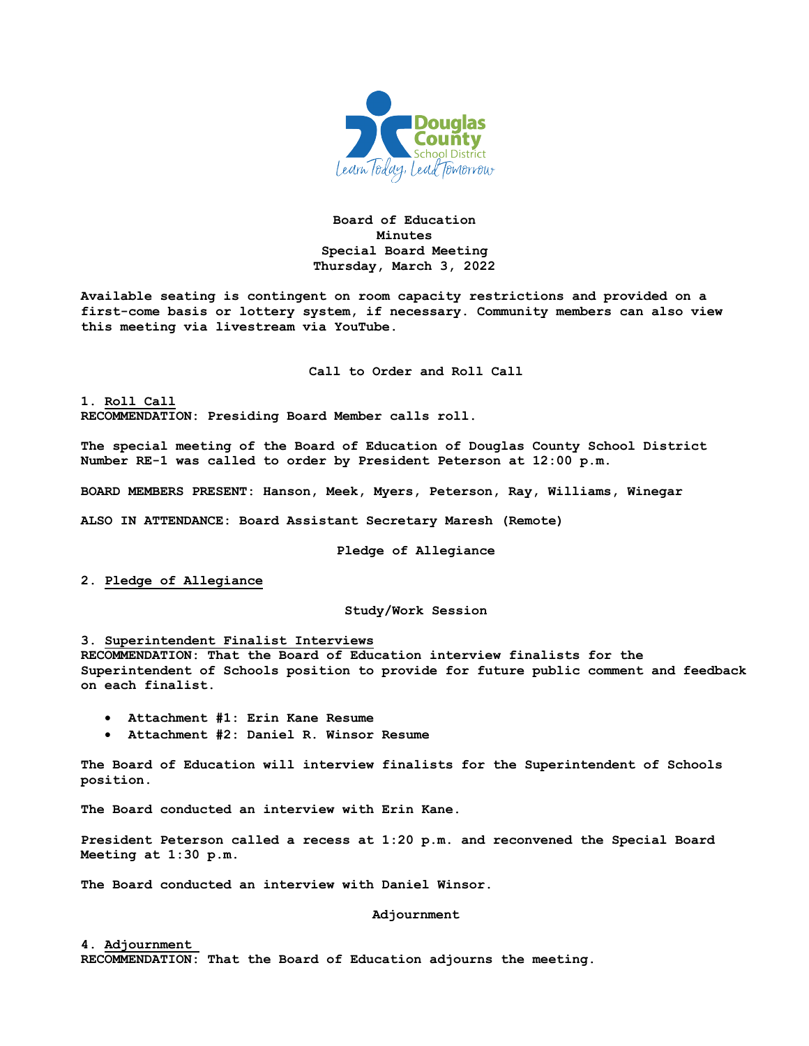**Board of Education**
**Minutes**
**Special Board Meeting**
**Thursday, March 3, 2022**

**Available seating is contingent on room capacity restrictions and provided on a first-come basis or lottery system, if necessary. Community members can also view this meeting via livestream via YouTube.**

## Call to Order and Roll Call

**1. Roll Call**
**RECOMMENDATION: Presiding Board Member calls roll.**

**The special meeting of the Board of Education of Douglas County School District Number RE-1 was called to order by President Peterson at 12:00 p.m.**

**BOARD MEMBERS PRESENT: Hanson, Meek, Myers, Peterson, Ray, Williams, Winegar**

**ALSO IN ATTENDANCE: Board Assistant Secretary Maresh (Remote)**

## Pledge of Allegiance

**2. Pledge of Allegiance**

## Study/Work Session

**3. Superintendent Finalist Interviews**
**RECOMMENDATION: That the Board of Education interview finalists for the Superintendent of Schools position to provide for future public comment and feedback on each finalist.**

- **Attachment #1: Erin Kane Resume**
- **Attachment #2: Daniel R. Winsor Resume**

**The Board of Education will interview finalists for the Superintendent of Schools position.**

**The Board conducted an interview with Erin Kane.**

**President Peterson called a recess at 1:20 p.m. and reconvened the Special Board Meeting at 1:30 p.m.**

**The Board conducted an interview with Daniel Winsor.**

## Adjournment

**4. Adjournment**
**RECOMMENDATION: That the Board of Education adjourns the meeting.**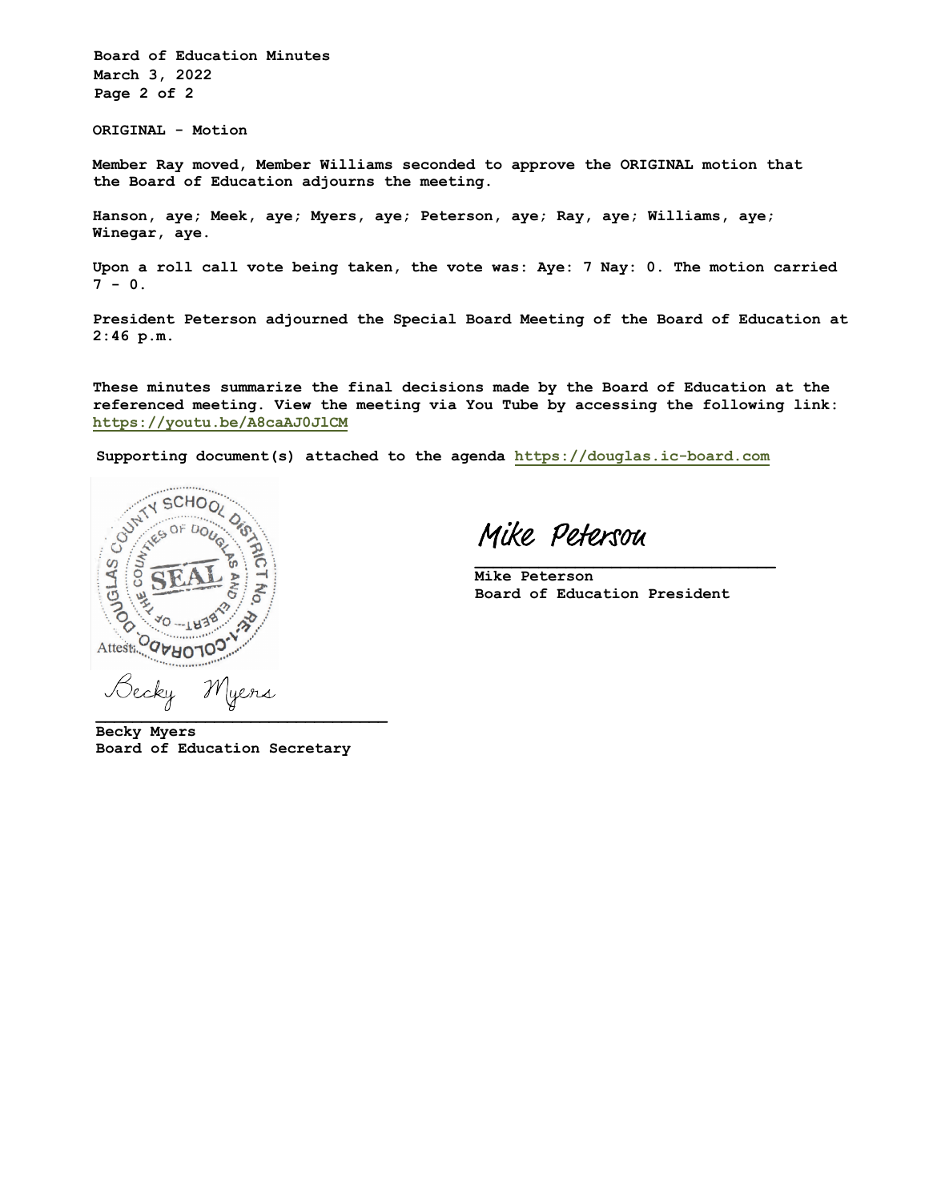**ORIGINAL - Motion**

**Member Ray moved, Member Williams seconded to approve the ORIGINAL motion that the Board of Education adjourns the meeting.**

**Hanson, aye; Meek, aye; Myers, aye; Peterson, aye; Ray, aye; Williams, aye; Winegar, aye.**

**Upon a roll call vote being taken, the vote was: Aye: 7 Nay: 0. The motion carried 7 - 0.**

**President Peterson adjourned the Special Board Meeting of the Board of Education at 2:46 p.m.**

**These minutes summarize the final decisions made by the Board of Education at the referenced meeting. View the meeting via You Tube by accessing the following link: https://youtu.be/A8caAJ0J1CM**

**Supporting document(s) attached to the agenda https://douglas.ic-board.com**

DOUGLAS COUNTY SCHOOL DISTRICT NO. RE-1 OF THE COUNTIES OF DOUGLAS AND ELBERT -- COLORADO SEAL

Attest:

Becky Myers

**Becky Myers**
**Board of Education Secretary**

Mike Peterson

**Mike Peterson**
**Board of Education President**